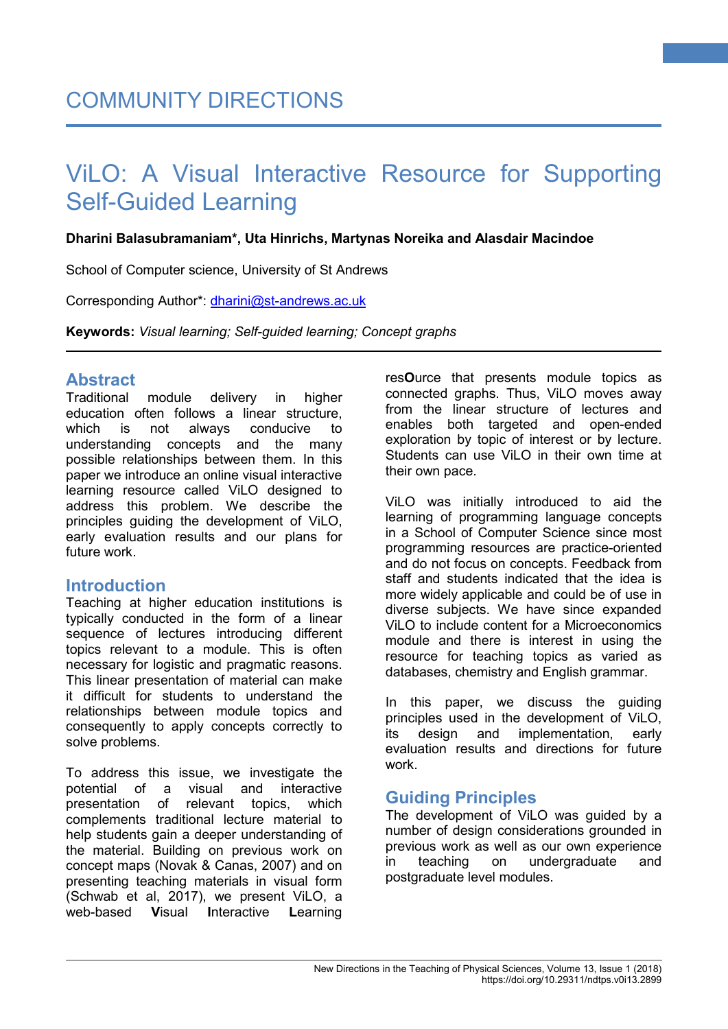COMMUNITY DIRECTIONS

# ViLO: A Visual Interactive Resource for Supporting Self-Guided Learning

**Dharini Balasubramaniam*, Uta Hinrichs, Martynas Noreika and Alasdair Macindoe**

School of Computer science, University of St Andrews

Corresponding Author*: dharini@st-andrews.ac.uk

**Keywords:** *Visual learning; Self-guided learning; Concept graphs*

## Abstract

Traditional module delivery in higher education often follows a linear structure, which is not always conducive to understanding concepts and the many possible relationships between them. In this paper we introduce an online visual interactive learning resource called ViLO designed to address this problem. We describe the principles guiding the development of ViLO, early evaluation results and our plans for future work.

## Introduction

Teaching at higher education institutions is typically conducted in the form of a linear sequence of lectures introducing different topics relevant to a module. This is often necessary for logistic and pragmatic reasons. This linear presentation of material can make it difficult for students to understand the relationships between module topics and consequently to apply concepts correctly to solve problems.

To address this issue, we investigate the potential of a visual and interactive presentation of relevant topics, which complements traditional lecture material to help students gain a deeper understanding of the material. Building on previous work on concept maps (Novak & Canas, 2007) and on presenting teaching materials in visual form (Schwab et al, 2017), we present ViLO, a web-based **V**isual **I**nteractive **L**earning res**O**urce that presents module topics as connected graphs. Thus, ViLO moves away from the linear structure of lectures and enables both targeted and open-ended exploration by topic of interest or by lecture. Students can use ViLO in their own time at their own pace.

ViLO was initially introduced to aid the learning of programming language concepts in a School of Computer Science since most programming resources are practice-oriented and do not focus on concepts. Feedback from staff and students indicated that the idea is more widely applicable and could be of use in diverse subjects. We have since expanded ViLO to include content for a Microeconomics module and there is interest in using the resource for teaching topics as varied as databases, chemistry and English grammar.

In this paper, we discuss the guiding principles used in the development of ViLO, its design and implementation, early evaluation results and directions for future work.

## Guiding Principles

The development of ViLO was guided by a number of design considerations grounded in previous work as well as our own experience in teaching on undergraduate and postgraduate level modules.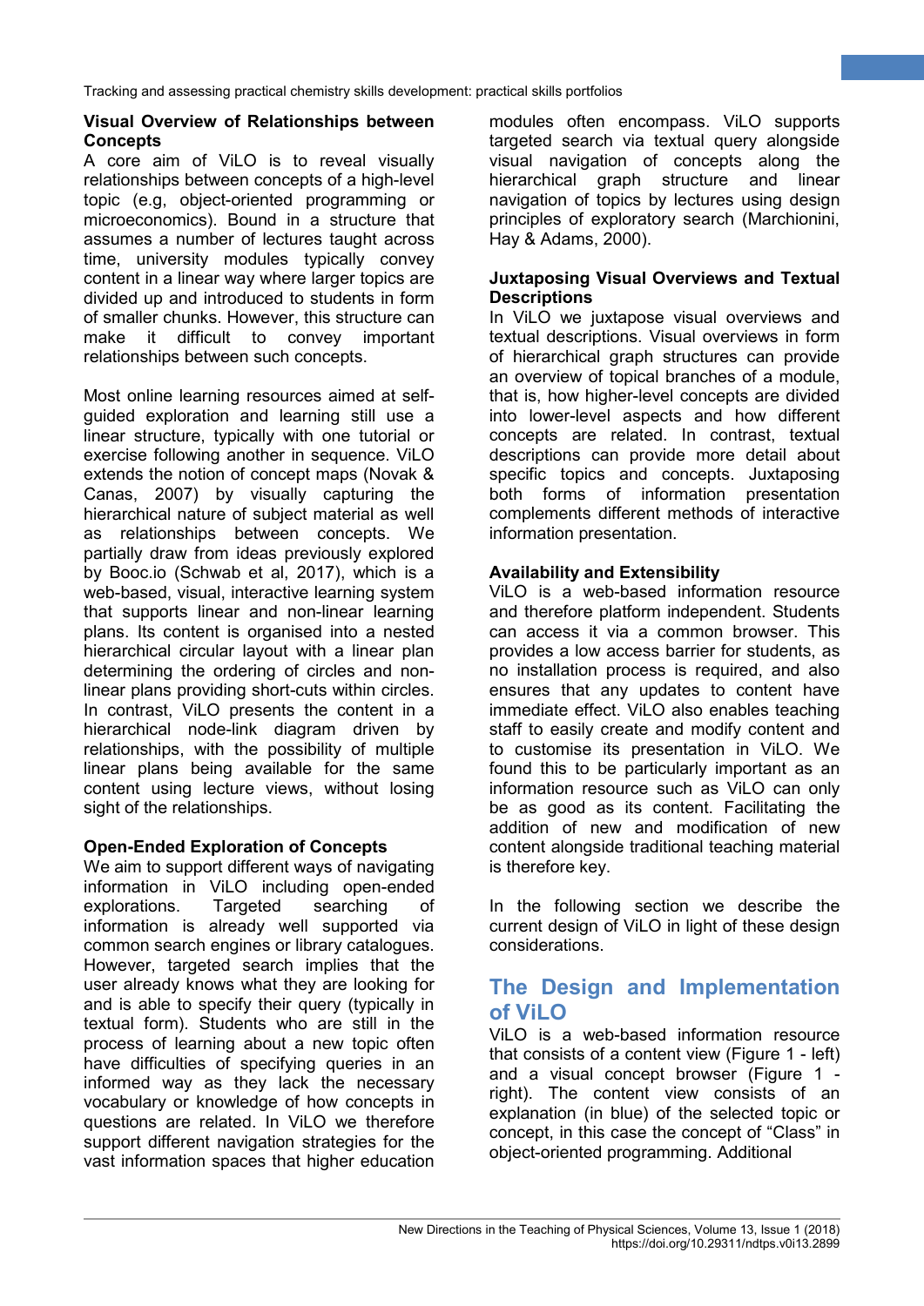### Visual Overview of Relationships between Concepts

A core aim of ViLO is to reveal visually relationships between concepts of a high-level topic (e.g, object-oriented programming or microeconomics). Bound in a structure that assumes a number of lectures taught across time, university modules typically convey content in a linear way where larger topics are divided up and introduced to students in form of smaller chunks. However, this structure can make it difficult to convey important relationships between such concepts.

Most online learning resources aimed at self-guided exploration and learning still use a linear structure, typically with one tutorial or exercise following another in sequence. ViLO extends the notion of concept maps (Novak & Canas, 2007) by visually capturing the hierarchical nature of subject material as well as relationships between concepts. We partially draw from ideas previously explored by Booc.io (Schwab et al, 2017), which is a web-based, visual, interactive learning system that supports linear and non-linear learning plans. Its content is organised into a nested hierarchical circular layout with a linear plan determining the ordering of circles and non-linear plans providing short-cuts within circles. In contrast, ViLO presents the content in a hierarchical node-link diagram driven by relationships, with the possibility of multiple linear plans being available for the same content using lecture views, without losing sight of the relationships.

### Open-Ended Exploration of Concepts

We aim to support different ways of navigating information in ViLO including open-ended explorations. Targeted searching of information is already well supported via common search engines or library catalogues. However, targeted search implies that the user already knows what they are looking for and is able to specify their query (typically in textual form). Students who are still in the process of learning about a new topic often have difficulties of specifying queries in an informed way as they lack the necessary vocabulary or knowledge of how concepts in questions are related. In ViLO we therefore support different navigation strategies for the vast information spaces that higher education modules often encompass. ViLO supports targeted search via textual query alongside visual navigation of concepts along the hierarchical graph structure and linear navigation of topics by lectures using design principles of exploratory search (Marchionini, Hay & Adams, 2000).

### Juxtaposing Visual Overviews and Textual Descriptions

In ViLO we juxtapose visual overviews and textual descriptions. Visual overviews in form of hierarchical graph structures can provide an overview of topical branches of a module, that is, how higher-level concepts are divided into lower-level aspects and how different concepts are related. In contrast, textual descriptions can provide more detail about specific topics and concepts. Juxtaposing both forms of information presentation complements different methods of interactive information presentation.

### Availability and Extensibility

ViLO is a web-based information resource and therefore platform independent. Students can access it via a common browser. This provides a low access barrier for students, as no installation process is required, and also ensures that any updates to content have immediate effect. ViLO also enables teaching staff to easily create and modify content and to customise its presentation in ViLO. We found this to be particularly important as an information resource such as ViLO can only be as good as its content. Facilitating the addition of new and modification of new content alongside traditional teaching material is therefore key.

In the following section we describe the current design of ViLO in light of these design considerations.

## The Design and Implementation of ViLO

ViLO is a web-based information resource that consists of a content view (Figure 1 - left) and a visual concept browser (Figure 1 - right). The content view consists of an explanation (in blue) of the selected topic or concept, in this case the concept of "Class" in object-oriented programming. Additional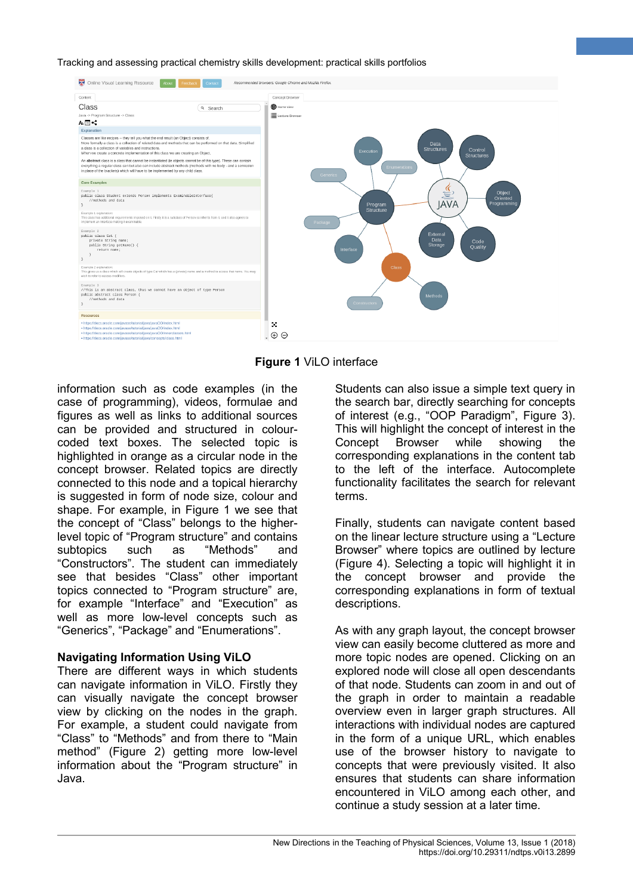**Figure 1** ViLO interface

information such as code examples (in the case of programming), videos, formulae and figures as well as links to additional sources can be provided and structured in colour-coded text boxes. The selected topic is highlighted in orange as a circular node in the concept browser. Related topics are directly connected to this node and a topical hierarchy is suggested in form of node size, colour and shape. For example, in Figure 1 we see that the concept of "Class" belongs to the higher-level topic of "Program structure" and contains subtopics such as "Methods" and "Constructors". The student can immediately see that besides "Class" other important topics connected to "Program structure" are, for example "Interface" and "Execution" as well as more low-level concepts such as "Generics", "Package" and "Enumerations".

## Navigating Information Using ViLO

There are different ways in which students can navigate information in ViLO. Firstly they can visually navigate the concept browser view by clicking on the nodes in the graph. For example, a student could navigate from "Class" to "Methods" and from there to "Main method" (Figure 2) getting more low-level information about the "Program structure" in Java.

Students can also issue a simple text query in the search bar, directly searching for concepts of interest (e.g., "OOP Paradigm", Figure 3). This will highlight the concept of interest in the Concept Browser while showing the corresponding explanations in the content tab to the left of the interface. Autocomplete functionality facilitates the search for relevant terms.

Finally, students can navigate content based on the linear lecture structure using a "Lecture Browser" where topics are outlined by lecture (Figure 4). Selecting a topic will highlight it in the concept browser and provide the corresponding explanations in form of textual descriptions.

As with any graph layout, the concept browser view can easily become cluttered as more and more topic nodes are opened. Clicking on an explored node will close all open descendants of that node. Students can zoom in and out of the graph in order to maintain a readable overview even in larger graph structures. All interactions with individual nodes are captured in the form of a unique URL, which enables use of the browser history to navigate to concepts that were previously visited. It also ensures that students can share information encountered in ViLO among each other, and continue a study session at a later time.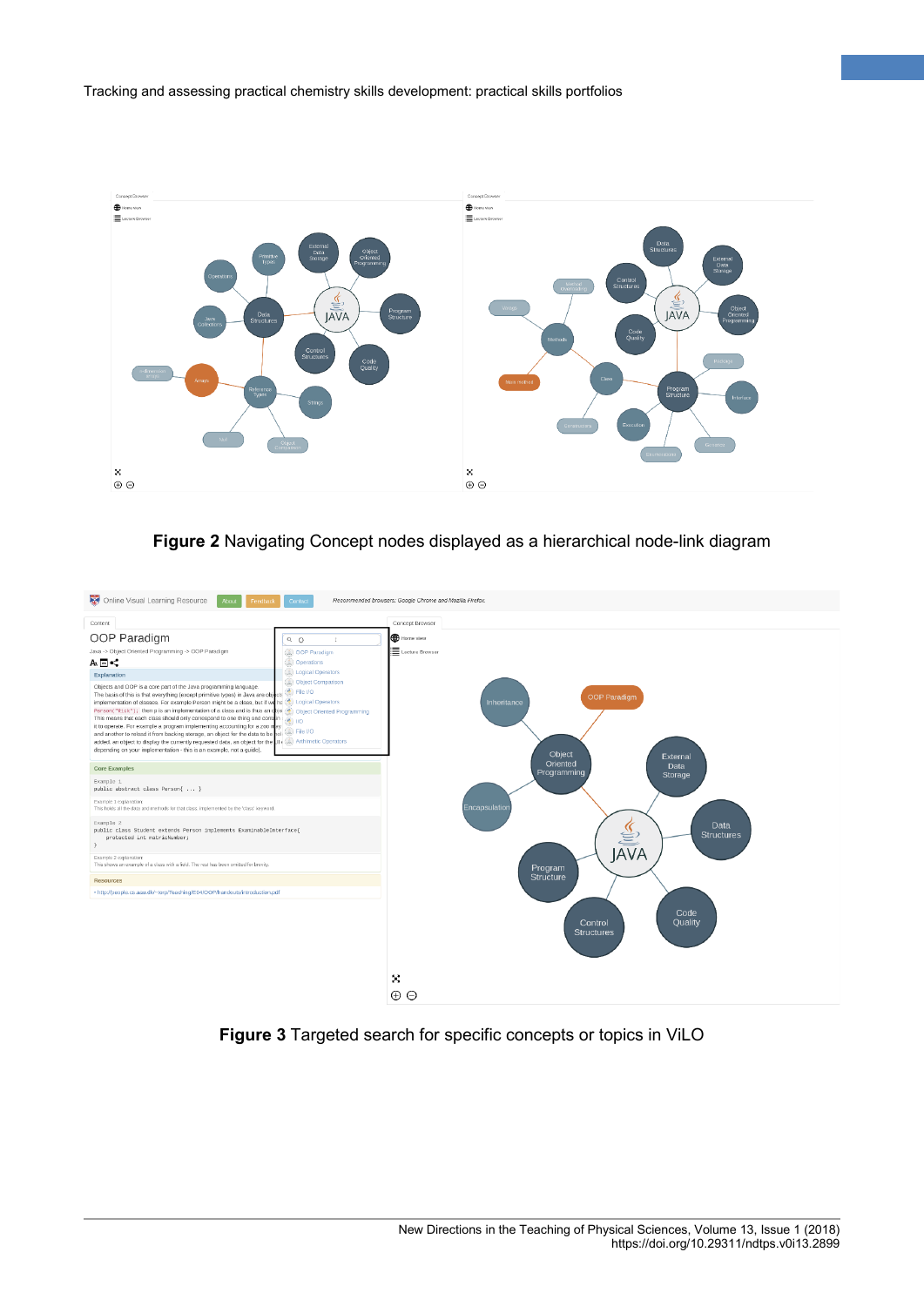**Figure 2** Navigating Concept nodes displayed as a hierarchical node-link diagram

**Figure 3** Targeted search for specific concepts or topics in ViLO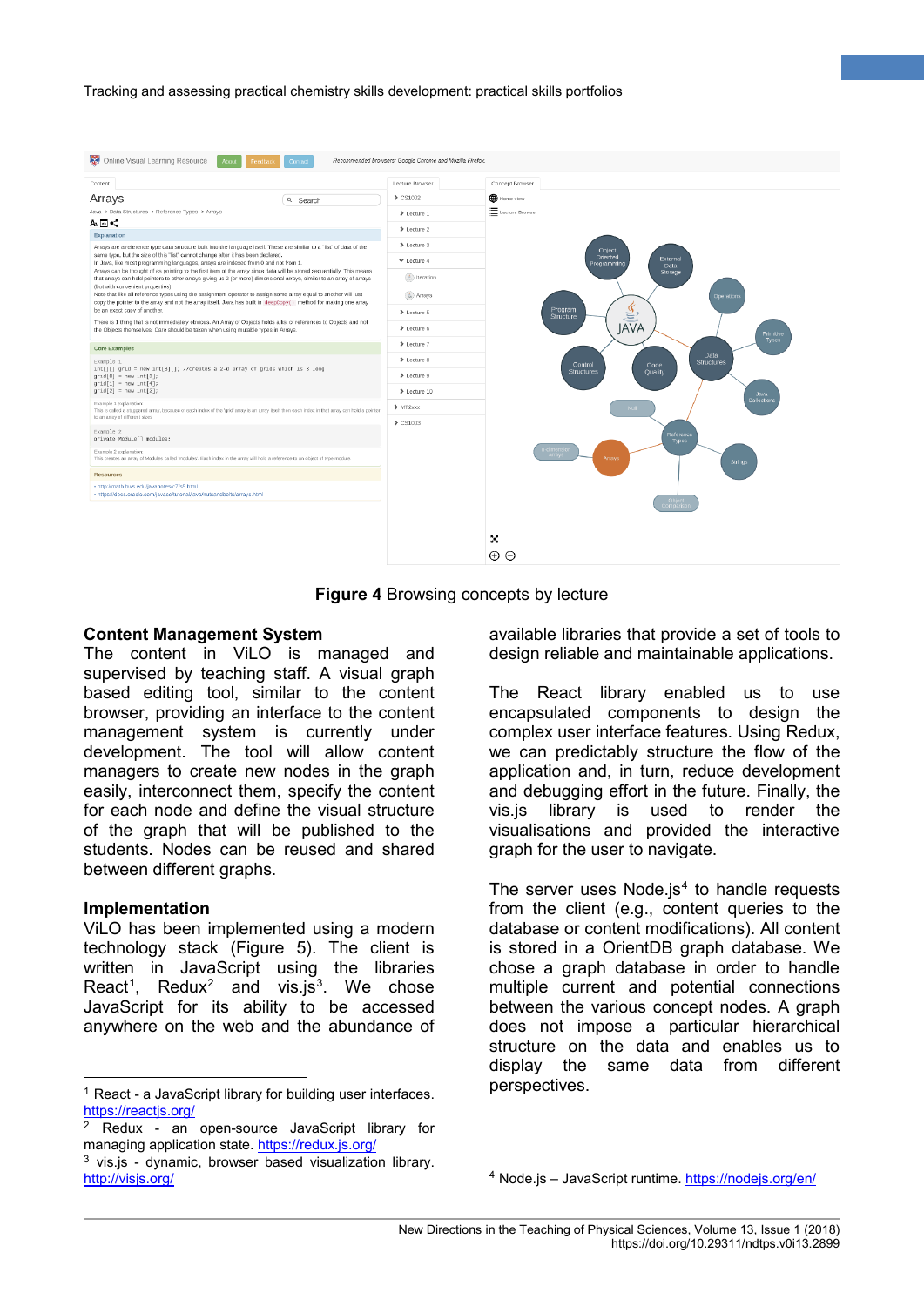**Figure 4** Browsing concepts by lecture

## Content Management System

The content in ViLO is managed and supervised by teaching staff. A visual graph based editing tool, similar to the content browser, providing an interface to the content management system is currently under development. The tool will allow content managers to create new nodes in the graph easily, interconnect them, specify the content for each node and define the visual structure of the graph that will be published to the students. Nodes can be reused and shared between different graphs.

## Implementation

ViLO has been implemented using a modern technology stack (Figure 5). The client is written in JavaScript using the libraries React[1], Redux[2] and vis.js[3]. We chose JavaScript for its ability to be accessed anywhere on the web and the abundance of available libraries that provide a set of tools to design reliable and maintainable applications.

The React library enabled us to use encapsulated components to design the complex user interface features. Using Redux, we can predictably structure the flow of the application and, in turn, reduce development and debugging effort in the future. Finally, the vis.js library is used to render the visualisations and provided the interactive graph for the user to navigate.

The server uses Node.js[4] to handle requests from the client (e.g., content queries to the database or content modifications). All content is stored in a OrientDB graph database. We chose a graph database in order to handle multiple current and potential connections between the various concept nodes. A graph does not impose a particular hierarchical structure on the data and enables us to display the same data from different perspectives.

---

[1] React - a JavaScript library for building user interfaces. https://reactjs.org/

[2] Redux - an open-source JavaScript library for managing application state. https://redux.js.org/

[3] vis.js - dynamic, browser based visualization library. http://visjs.org/

[4] Node.js – JavaScript runtime. https://nodejs.org/en/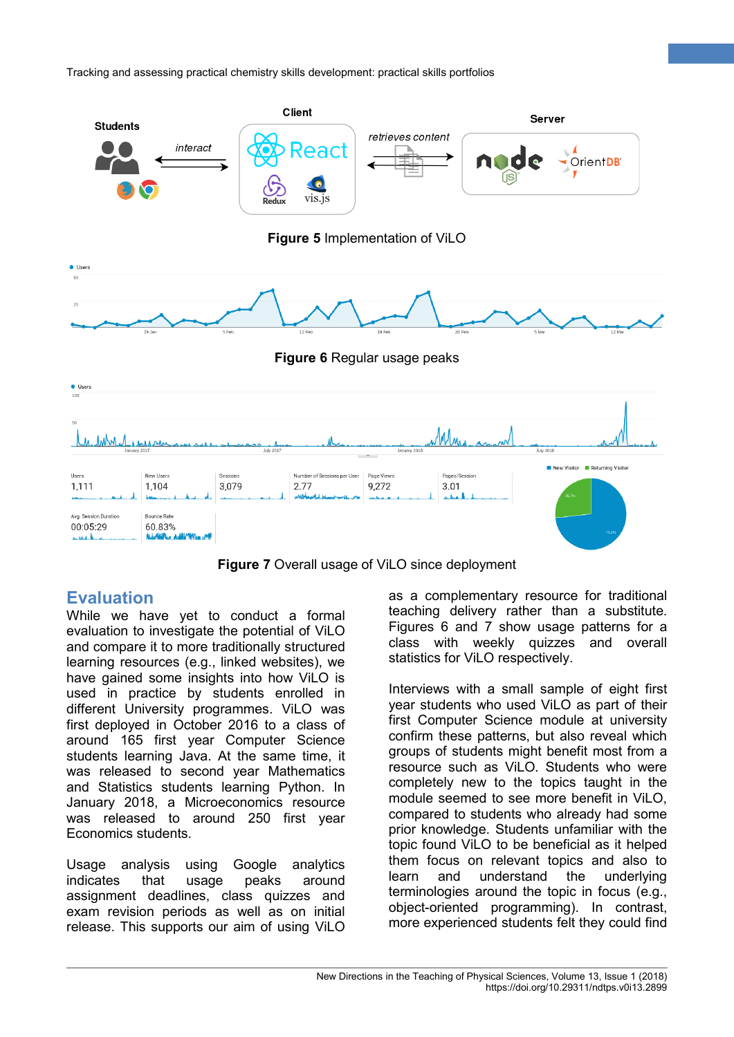**Figure 5** Implementation of ViLO

**Figure 6** Regular usage peaks

**Figure 7** Overall usage of ViLO since deployment

## Evaluation

While we have yet to conduct a formal evaluation to investigate the potential of ViLO and compare it to more traditionally structured learning resources (e.g., linked websites), we have gained some insights into how ViLO is used in practice by students enrolled in different University programmes. ViLO was first deployed in October 2016 to a class of around 165 first year Computer Science students learning Java. At the same time, it was released to second year Mathematics and Statistics students learning Python. In January 2018, a Microeconomics resource was released to around 250 first year Economics students.

Usage analysis using Google analytics indicates that usage peaks around assignment deadlines, class quizzes and exam revision periods as well as on initial release. This supports our aim of using ViLO as a complementary resource for traditional teaching delivery rather than a substitute. Figures 6 and 7 show usage patterns for a class with weekly quizzes and overall statistics for ViLO respectively.

Interviews with a small sample of eight first year students who used ViLO as part of their first Computer Science module at university confirm these patterns, but also reveal which groups of students might benefit most from a resource such as ViLO. Students who were completely new to the topics taught in the module seemed to see more benefit in ViLO, compared to students who already had some prior knowledge. Students unfamiliar with the topic found ViLO to be beneficial as it helped them focus on relevant topics and also to learn and understand the underlying terminologies around the topic in focus (e.g., object-oriented programming). In contrast, more experienced students felt they could find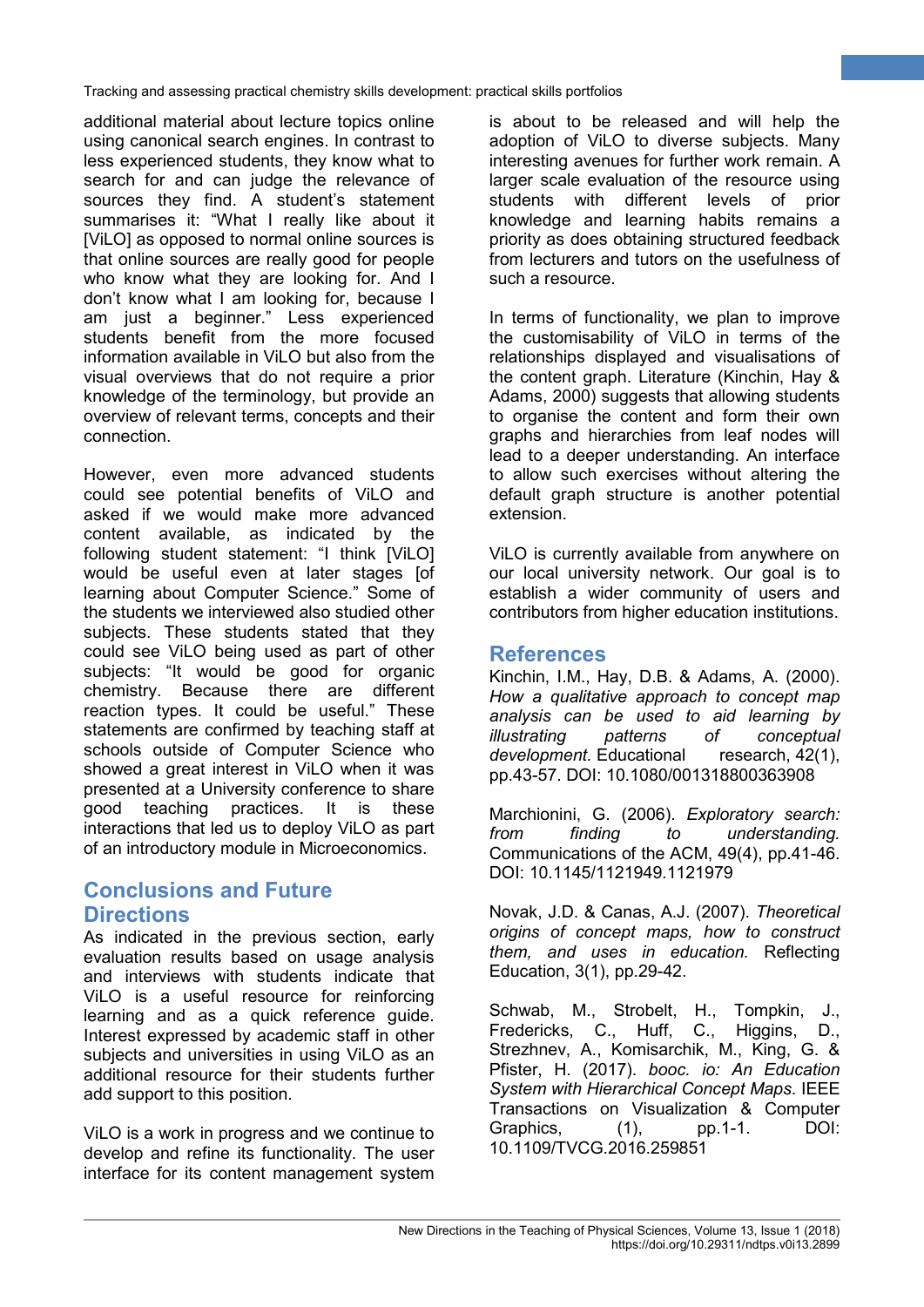additional material about lecture topics online using canonical search engines. In contrast to less experienced students, they know what to search for and can judge the relevance of sources they find. A student's statement summarises it: "What I really like about it [ViLO] as opposed to normal online sources is that online sources are really good for people who know what they are looking for. And I don't know what I am looking for, because I am just a beginner." Less experienced students benefit from the more focused information available in ViLO but also from the visual overviews that do not require a prior knowledge of the terminology, but provide an overview of relevant terms, concepts and their connection.

However, even more advanced students could see potential benefits of ViLO and asked if we would make more advanced content available, as indicated by the following student statement: "I think [ViLO] would be useful even at later stages [of learning about Computer Science." Some of the students we interviewed also studied other subjects. These students stated that they could see ViLO being used as part of other subjects: "It would be good for organic chemistry. Because there are different reaction types. It could be useful." These statements are confirmed by teaching staff at schools outside of Computer Science who showed a great interest in ViLO when it was presented at a University conference to share good teaching practices. It is these interactions that led us to deploy ViLO as part of an introductory module in Microeconomics.

## Conclusions and Future Directions

As indicated in the previous section, early evaluation results based on usage analysis and interviews with students indicate that ViLO is a useful resource for reinforcing learning and as a quick reference guide. Interest expressed by academic staff in other subjects and universities in using ViLO as an additional resource for their students further add support to this position.

ViLO is a work in progress and we continue to develop and refine its functionality. The user interface for its content management system is about to be released and will help the adoption of ViLO to diverse subjects. Many interesting avenues for further work remain. A larger scale evaluation of the resource using students with different levels of prior knowledge and learning habits remains a priority as does obtaining structured feedback from lecturers and tutors on the usefulness of such a resource.

In terms of functionality, we plan to improve the customisability of ViLO in terms of the relationships displayed and visualisations of the content graph. Literature (Kinchin, Hay & Adams, 2000) suggests that allowing students to organise the content and form their own graphs and hierarchies from leaf nodes will lead to a deeper understanding. An interface to allow such exercises without altering the default graph structure is another potential extension.

ViLO is currently available from anywhere on our local university network. Our goal is to establish a wider community of users and contributors from higher education institutions.

## References

Kinchin, I.M., Hay, D.B. & Adams, A. (2000). *How a qualitative approach to concept map analysis can be used to aid learning by illustrating patterns of conceptual development.* Educational research, 42(1), pp.43-57. DOI: 10.1080/001318800363908

Marchionini, G. (2006). *Exploratory search: from finding to understanding.* Communications of the ACM, 49(4), pp.41-46. DOI: 10.1145/1121949.1121979

Novak, J.D. & Canas, A.J. (2007). *Theoretical origins of concept maps, how to construct them, and uses in education.* Reflecting Education, 3(1), pp.29-42.

Schwab, M., Strobelt, H., Tompkin, J., Fredericks, C., Huff, C., Higgins, D., Strezhnev, A., Komisarchik, M., King, G. & Pfister, H. (2017). *booc. io: An Education System with Hierarchical Concept Maps*. IEEE Transactions on Visualization & Computer Graphics, (1), pp.1-1. DOI: 10.1109/TVCG.2016.259851